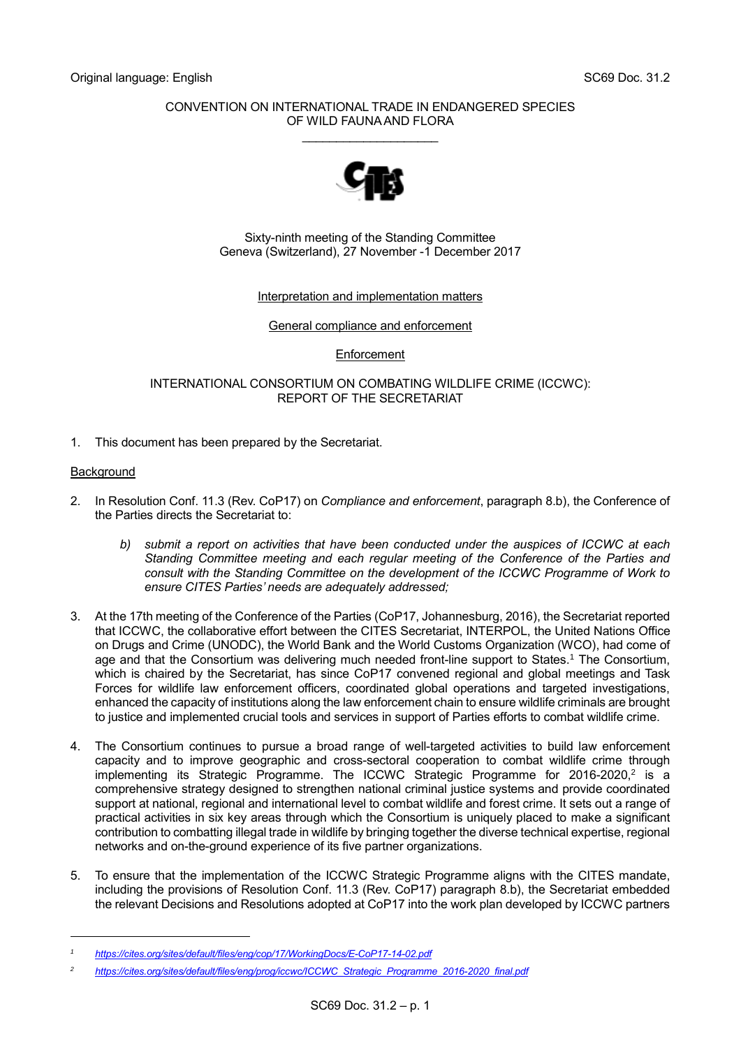Original language: English SC69 Doc. 31.2

CONVENTION ON INTERNATIONAL TRADE IN ENDANGERED SPECIES
OF WILD FAUNA AND FLORA

Sixty-ninth meeting of the Standing Committee
Geneva (Switzerland), 27 November -1 December 2017

Interpretation and implementation matters

General compliance and enforcement

Enforcement

# INTERNATIONAL CONSORTIUM ON COMBATING WILDLIFE CRIME (ICCWC): REPORT OF THE SECRETARIAT

1. This document has been prepared by the Secretariat.

## Background

2. In Resolution Conf. 11.3 (Rev. CoP17) on *Compliance and enforcement*, paragraph 8.b), the Conference of the Parties directs the Secretariat to:

   *b) submit a report on activities that have been conducted under the auspices of ICCWC at each Standing Committee meeting and each regular meeting of the Conference of the Parties and consult with the Standing Committee on the development of the ICCWC Programme of Work to ensure CITES Parties' needs are adequately addressed;*

3. At the 17th meeting of the Conference of the Parties (CoP17, Johannesburg, 2016), the Secretariat reported that ICCWC, the collaborative effort between the CITES Secretariat, INTERPOL, the United Nations Office on Drugs and Crime (UNODC), the World Bank and the World Customs Organization (WCO), had come of age and that the Consortium was delivering much needed front-line support to States.[1] The Consortium, which is chaired by the Secretariat, has since CoP17 convened regional and global meetings and Task Forces for wildlife law enforcement officers, coordinated global operations and targeted investigations, enhanced the capacity of institutions along the law enforcement chain to ensure wildlife criminals are brought to justice and implemented crucial tools and services in support of Parties efforts to combat wildlife crime.

4. The Consortium continues to pursue a broad range of well-targeted activities to build law enforcement capacity and to improve geographic and cross-sectoral cooperation to combat wildlife crime through implementing its Strategic Programme. The ICCWC Strategic Programme for 2016-2020,[2] is a comprehensive strategy designed to strengthen national criminal justice systems and provide coordinated support at national, regional and international level to combat wildlife and forest crime. It sets out a range of practical activities in six key areas through which the Consortium is uniquely placed to make a significant contribution to combatting illegal trade in wildlife by bringing together the diverse technical expertise, regional networks and on-the-ground experience of its five partner organizations.

5. To ensure that the implementation of the ICCWC Strategic Programme aligns with the CITES mandate, including the provisions of Resolution Conf. 11.3 (Rev. CoP17) paragraph 8.b), the Secretariat embedded the relevant Decisions and Resolutions adopted at CoP17 into the work plan developed by ICCWC partners

---

[1] https://cites.org/sites/default/files/eng/cop/17/WorkingDocs/E-CoP17-14-02.pdf

[2] https://cites.org/sites/default/files/eng/prog/iccwc/ICCWC_Strategic_Programme_2016-2020_final.pdf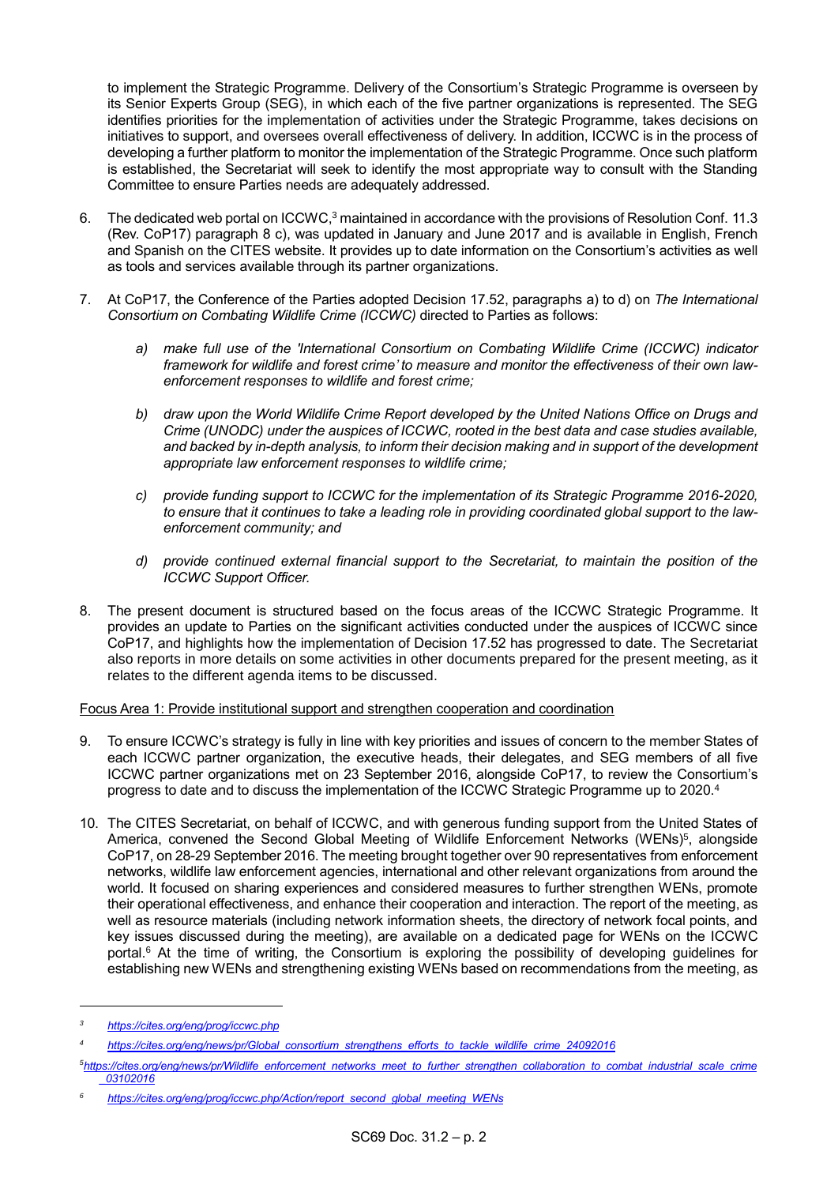to implement the Strategic Programme. Delivery of the Consortium's Strategic Programme is overseen by its Senior Experts Group (SEG), in which each of the five partner organizations is represented. The SEG identifies priorities for the implementation of activities under the Strategic Programme, takes decisions on initiatives to support, and oversees overall effectiveness of delivery. In addition, ICCWC is in the process of developing a further platform to monitor the implementation of the Strategic Programme. Once such platform is established, the Secretariat will seek to identify the most appropriate way to consult with the Standing Committee to ensure Parties needs are adequately addressed.

6. The dedicated web portal on ICCWC,[3] maintained in accordance with the provisions of Resolution Conf. 11.3 (Rev. CoP17) paragraph 8 c), was updated in January and June 2017 and is available in English, French and Spanish on the CITES website. It provides up to date information on the Consortium's activities as well as tools and services available through its partner organizations.

7. At CoP17, the Conference of the Parties adopted Decision 17.52, paragraphs a) to d) on *The International Consortium on Combating Wildlife Crime (ICCWC)* directed to Parties as follows:

   *a) make full use of the 'International Consortium on Combating Wildlife Crime (ICCWC) indicator framework for wildlife and forest crime' to measure and monitor the effectiveness of their own law-enforcement responses to wildlife and forest crime;*

   *b) draw upon the World Wildlife Crime Report developed by the United Nations Office on Drugs and Crime (UNODC) under the auspices of ICCWC, rooted in the best data and case studies available, and backed by in-depth analysis, to inform their decision making and in support of the development appropriate law enforcement responses to wildlife crime;*

   *c) provide funding support to ICCWC for the implementation of its Strategic Programme 2016-2020, to ensure that it continues to take a leading role in providing coordinated global support to the law-enforcement community; and*

   *d) provide continued external financial support to the Secretariat, to maintain the position of the ICCWC Support Officer.*

8. The present document is structured based on the focus areas of the ICCWC Strategic Programme. It provides an update to Parties on the significant activities conducted under the auspices of ICCWC since CoP17, and highlights how the implementation of Decision 17.52 has progressed to date. The Secretariat also reports in more details on some activities in other documents prepared for the present meeting, as it relates to the different agenda items to be discussed.

Focus Area 1: Provide institutional support and strengthen cooperation and coordination

9. To ensure ICCWC's strategy is fully in line with key priorities and issues of concern to the member States of each ICCWC partner organization, the executive heads, their delegates, and SEG members of all five ICCWC partner organizations met on 23 September 2016, alongside CoP17, to review the Consortium's progress to date and to discuss the implementation of the ICCWC Strategic Programme up to 2020.[4]

10. The CITES Secretariat, on behalf of ICCWC, and with generous funding support from the United States of America, convened the Second Global Meeting of Wildlife Enforcement Networks (WENs)[5], alongside CoP17, on 28-29 September 2016. The meeting brought together over 90 representatives from enforcement networks, wildlife law enforcement agencies, international and other relevant organizations from around the world. It focused on sharing experiences and considered measures to further strengthen WENs, promote their operational effectiveness, and enhance their cooperation and interaction. The report of the meeting, as well as resource materials (including network information sheets, the directory of network focal points, and key issues discussed during the meeting), are available on a dedicated page for WENs on the ICCWC portal.[6] At the time of writing, the Consortium is exploring the possibility of developing guidelines for establishing new WENs and strengthening existing WENs based on recommendations from the meeting, as

---

[3] *https://cites.org/eng/prog/iccwc.php*

[4] *https://cites.org/eng/news/pr/Global_consortium_strengthens_efforts_to_tackle_wildlife_crime_24092016*

[5] *https://cites.org/eng/news/pr/Wildlife_enforcement_networks_meet_to_further_strengthen_collaboration_to_combat_industrial_scale_crime_03102016*

[6] *https://cites.org/eng/prog/iccwc.php/Action/report_second_global_meeting_WENs*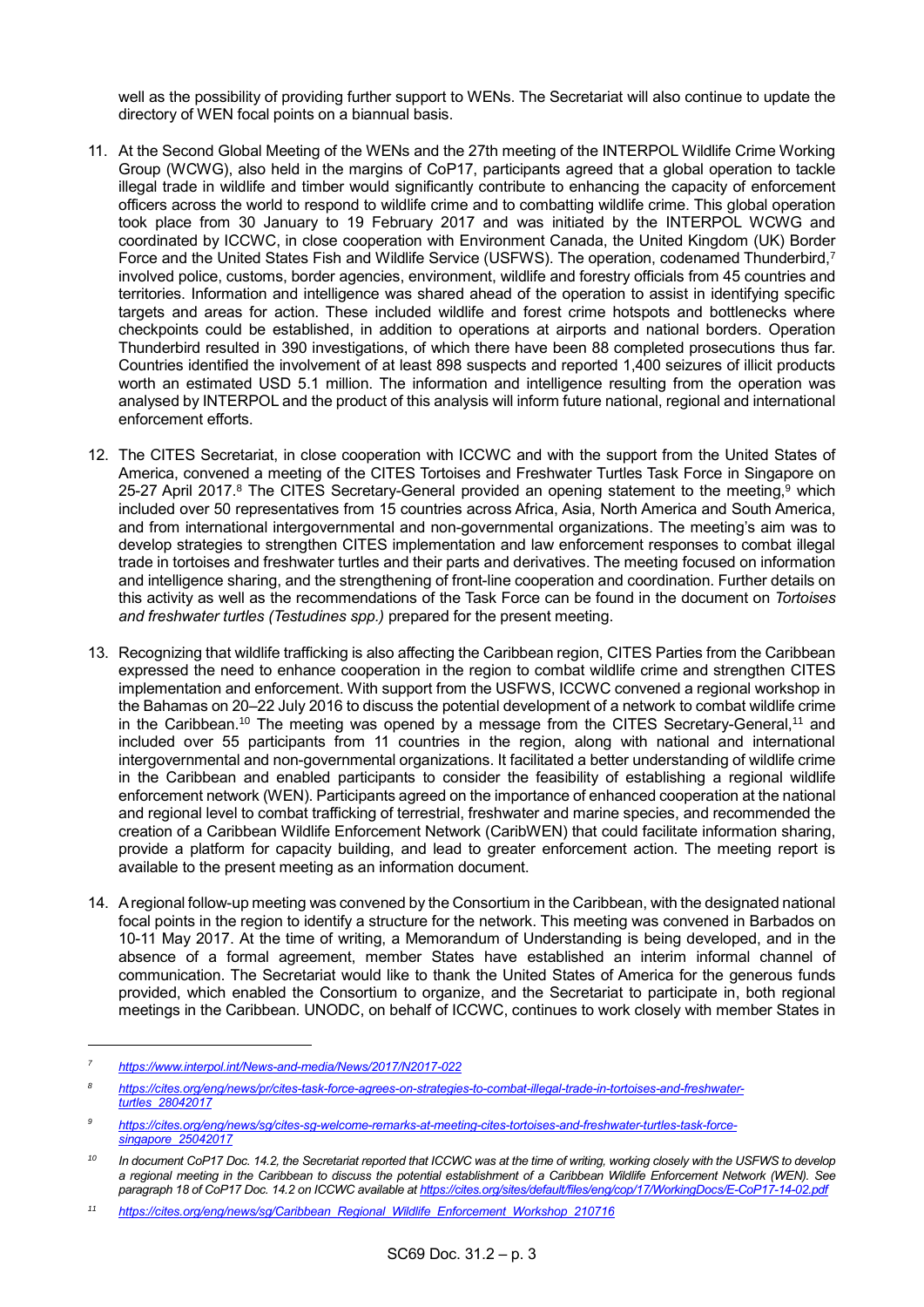well as the possibility of providing further support to WENs. The Secretariat will also continue to update the directory of WEN focal points on a biannual basis.

11. At the Second Global Meeting of the WENs and the 27th meeting of the INTERPOL Wildlife Crime Working Group (WCWG), also held in the margins of CoP17, participants agreed that a global operation to tackle illegal trade in wildlife and timber would significantly contribute to enhancing the capacity of enforcement officers across the world to respond to wildlife crime and to combatting wildlife crime. This global operation took place from 30 January to 19 February 2017 and was initiated by the INTERPOL WCWG and coordinated by ICCWC, in close cooperation with Environment Canada, the United Kingdom (UK) Border Force and the United States Fish and Wildlife Service (USFWS). The operation, codenamed Thunderbird,[7] involved police, customs, border agencies, environment, wildlife and forestry officials from 45 countries and territories. Information and intelligence was shared ahead of the operation to assist in identifying specific targets and areas for action. These included wildlife and forest crime hotspots and bottlenecks where checkpoints could be established, in addition to operations at airports and national borders. Operation Thunderbird resulted in 390 investigations, of which there have been 88 completed prosecutions thus far. Countries identified the involvement of at least 898 suspects and reported 1,400 seizures of illicit products worth an estimated USD 5.1 million. The information and intelligence resulting from the operation was analysed by INTERPOL and the product of this analysis will inform future national, regional and international enforcement efforts.

12. The CITES Secretariat, in close cooperation with ICCWC and with the support from the United States of America, convened a meeting of the CITES Tortoises and Freshwater Turtles Task Force in Singapore on 25-27 April 2017.[8] The CITES Secretary-General provided an opening statement to the meeting,[9] which included over 50 representatives from 15 countries across Africa, Asia, North America and South America, and from international intergovernmental and non-governmental organizations. The meeting's aim was to develop strategies to strengthen CITES implementation and law enforcement responses to combat illegal trade in tortoises and freshwater turtles and their parts and derivatives. The meeting focused on information and intelligence sharing, and the strengthening of front-line cooperation and coordination. Further details on this activity as well as the recommendations of the Task Force can be found in the document on *Tortoises and freshwater turtles (Testudines spp.)* prepared for the present meeting.

13. Recognizing that wildlife trafficking is also affecting the Caribbean region, CITES Parties from the Caribbean expressed the need to enhance cooperation in the region to combat wildlife crime and strengthen CITES implementation and enforcement. With support from the USFWS, ICCWC convened a regional workshop in the Bahamas on 20–22 July 2016 to discuss the potential development of a network to combat wildlife crime in the Caribbean.[10] The meeting was opened by a message from the CITES Secretary-General,[11] and included over 55 participants from 11 countries in the region, along with national and international intergovernmental and non-governmental organizations. It facilitated a better understanding of wildlife crime in the Caribbean and enabled participants to consider the feasibility of establishing a regional wildlife enforcement network (WEN). Participants agreed on the importance of enhanced cooperation at the national and regional level to combat trafficking of terrestrial, freshwater and marine species, and recommended the creation of a Caribbean Wildlife Enforcement Network (CaribWEN) that could facilitate information sharing, provide a platform for capacity building, and lead to greater enforcement action. The meeting report is available to the present meeting as an information document.

14. A regional follow-up meeting was convened by the Consortium in the Caribbean, with the designated national focal points in the region to identify a structure for the network. This meeting was convened in Barbados on 10-11 May 2017. At the time of writing, a Memorandum of Understanding is being developed, and in the absence of a formal agreement, member States have established an interim informal channel of communication. The Secretariat would like to thank the United States of America for the generous funds provided, which enabled the Consortium to organize, and the Secretariat to participate in, both regional meetings in the Caribbean. UNODC, on behalf of ICCWC, continues to work closely with member States in

---

[7] *https://www.interpol.int/News-and-media/News/2017/N2017-022*

[8] *https://cites.org/eng/news/pr/cites-task-force-agrees-on-strategies-to-combat-illegal-trade-in-tortoises-and-freshwater-turtles_28042017*

[9] *https://cites.org/eng/news/sg/cites-sg-welcome-remarks-at-meeting-cites-tortoises-and-freshwater-turtles-task-force-singapore_25042017*

[10] *In document CoP17 Doc. 14.2, the Secretariat reported that ICCWC was at the time of writing, working closely with the USFWS to develop a regional meeting in the Caribbean to discuss the potential establishment of a Caribbean Wildlife Enforcement Network (WEN). See paragraph 18 of CoP17 Doc. 14.2 on ICCWC available at https://cites.org/sites/default/files/eng/cop/17/WorkingDocs/E-CoP17-14-02.pdf*

[11] *https://cites.org/eng/news/sg/Caribbean_Regional_Wildlife_Enforcement_Workshop_210716*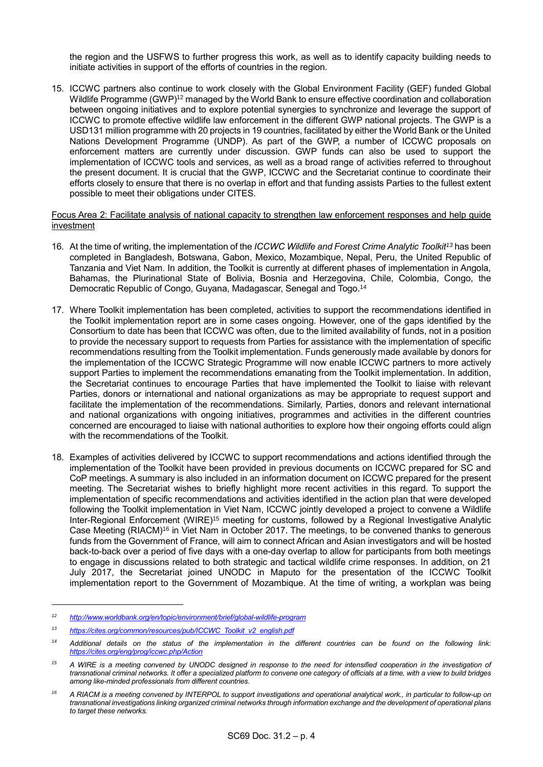the region and the USFWS to further progress this work, as well as to identify capacity building needs to initiate activities in support of the efforts of countries in the region.

15. ICCWC partners also continue to work closely with the Global Environment Facility (GEF) funded Global Wildlife Programme (GWP)[12] managed by the World Bank to ensure effective coordination and collaboration between ongoing initiatives and to explore potential synergies to synchronize and leverage the support of ICCWC to promote effective wildlife law enforcement in the different GWP national projects. The GWP is a USD131 million programme with 20 projects in 19 countries, facilitated by either the World Bank or the United Nations Development Programme (UNDP). As part of the GWP, a number of ICCWC proposals on enforcement matters are currently under discussion. GWP funds can also be used to support the implementation of ICCWC tools and services, as well as a broad range of activities referred to throughout the present document. It is crucial that the GWP, ICCWC and the Secretariat continue to coordinate their efforts closely to ensure that there is no overlap in effort and that funding assists Parties to the fullest extent possible to meet their obligations under CITES.

<u>Focus Area 2: Facilitate analysis of national capacity to strengthen law enforcement responses and help guide investment</u>

16. At the time of writing, the implementation of the *ICCWC Wildlife and Forest Crime Analytic Toolkit*[13] has been completed in Bangladesh, Botswana, Gabon, Mexico, Mozambique, Nepal, Peru, the United Republic of Tanzania and Viet Nam. In addition, the Toolkit is currently at different phases of implementation in Angola, Bahamas, the Plurinational State of Bolivia, Bosnia and Herzegovina, Chile, Colombia, Congo, the Democratic Republic of Congo, Guyana, Madagascar, Senegal and Togo.[14]

17. Where Toolkit implementation has been completed, activities to support the recommendations identified in the Toolkit implementation report are in some cases ongoing. However, one of the gaps identified by the Consortium to date has been that ICCWC was often, due to the limited availability of funds, not in a position to provide the necessary support to requests from Parties for assistance with the implementation of specific recommendations resulting from the Toolkit implementation. Funds generously made available by donors for the implementation of the ICCWC Strategic Programme will now enable ICCWC partners to more actively support Parties to implement the recommendations emanating from the Toolkit implementation. In addition, the Secretariat continues to encourage Parties that have implemented the Toolkit to liaise with relevant Parties, donors or international and national organizations as may be appropriate to request support and facilitate the implementation of the recommendations. Similarly, Parties, donors and relevant international and national organizations with ongoing initiatives, programmes and activities in the different countries concerned are encouraged to liaise with national authorities to explore how their ongoing efforts could align with the recommendations of the Toolkit.

18. Examples of activities delivered by ICCWC to support recommendations and actions identified through the implementation of the Toolkit have been provided in previous documents on ICCWC prepared for SC and CoP meetings. A summary is also included in an information document on ICCWC prepared for the present meeting. The Secretariat wishes to briefly highlight more recent activities in this regard. To support the implementation of specific recommendations and activities identified in the action plan that were developed following the Toolkit implementation in Viet Nam, ICCWC jointly developed a project to convene a Wildlife Inter-Regional Enforcement (WIRE)[15] meeting for customs, followed by a Regional Investigative Analytic Case Meeting (RIACM)[16] in Viet Nam in October 2017. The meetings, to be convened thanks to generous funds from the Government of France, will aim to connect African and Asian investigators and will be hosted back-to-back over a period of five days with a one-day overlap to allow for participants from both meetings to engage in discussions related to both strategic and tactical wildlife crime responses. In addition, on 21 July 2017, the Secretariat joined UNODC in Maputo for the presentation of the ICCWC Toolkit implementation report to the Government of Mozambique. At the time of writing, a workplan was being

---

[12] *http://www.worldbank.org/en/topic/environment/brief/global-wildlife-program*

[13] *https://cites.org/common/resources/pub/ICCWC_Toolkit_v2_english.pdf*

[14] *Additional details on the status of the implementation in the different countries can be found on the following link: https://cites.org/eng/prog/iccwc.php/Action*

[15] *A WIRE is a meeting convened by UNODC designed in response to the need for intensified cooperation in the investigation of transnational criminal networks. It offer a specialized platform to convene one category of officials at a time, with a view to build bridges among like-minded professionals from different countries.*

[16] *A RIACM is a meeting convened by INTERPOL to support investigations and operational analytical work., in particular to follow-up on transnational investigations linking organized criminal networks through information exchange and the development of operational plans to target these networks.*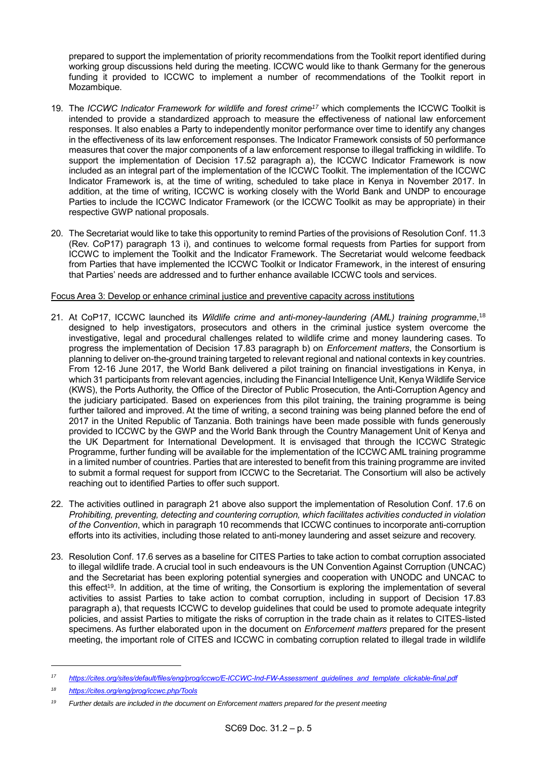prepared to support the implementation of priority recommendations from the Toolkit report identified during working group discussions held during the meeting. ICCWC would like to thank Germany for the generous funding it provided to ICCWC to implement a number of recommendations of the Toolkit report in Mozambique.

19. The *ICCWC Indicator Framework for wildlife and forest crime*[17] which complements the ICCWC Toolkit is intended to provide a standardized approach to measure the effectiveness of national law enforcement responses. It also enables a Party to independently monitor performance over time to identify any changes in the effectiveness of its law enforcement responses. The Indicator Framework consists of 50 performance measures that cover the major components of a law enforcement response to illegal trafficking in wildlife. To support the implementation of Decision 17.52 paragraph a), the ICCWC Indicator Framework is now included as an integral part of the implementation of the ICCWC Toolkit. The implementation of the ICCWC Indicator Framework is, at the time of writing, scheduled to take place in Kenya in November 2017. In addition, at the time of writing, ICCWC is working closely with the World Bank and UNDP to encourage Parties to include the ICCWC Indicator Framework (or the ICCWC Toolkit as may be appropriate) in their respective GWP national proposals.

20. The Secretariat would like to take this opportunity to remind Parties of the provisions of Resolution Conf. 11.3 (Rev. CoP17) paragraph 13 i), and continues to welcome formal requests from Parties for support from ICCWC to implement the Toolkit and the Indicator Framework. The Secretariat would welcome feedback from Parties that have implemented the ICCWC Toolkit or Indicator Framework, in the interest of ensuring that Parties' needs are addressed and to further enhance available ICCWC tools and services.

Focus Area 3: Develop or enhance criminal justice and preventive capacity across institutions

21. At CoP17, ICCWC launched its *Wildlife crime and anti-money-laundering (AML) training programme*,[18] designed to help investigators, prosecutors and others in the criminal justice system overcome the investigative, legal and procedural challenges related to wildlife crime and money laundering cases. To progress the implementation of Decision 17.83 paragraph b) on *Enforcement matters*, the Consortium is planning to deliver on-the-ground training targeted to relevant regional and national contexts in key countries. From 12-16 June 2017, the World Bank delivered a pilot training on financial investigations in Kenya, in which 31 participants from relevant agencies, including the Financial Intelligence Unit, Kenya Wildlife Service (KWS), the Ports Authority, the Office of the Director of Public Prosecution, the Anti-Corruption Agency and the judiciary participated. Based on experiences from this pilot training, the training programme is being further tailored and improved. At the time of writing, a second training was being planned before the end of 2017 in the United Republic of Tanzania. Both trainings have been made possible with funds generously provided to ICCWC by the GWP and the World Bank through the Country Management Unit of Kenya and the UK Department for International Development. It is envisaged that through the ICCWC Strategic Programme, further funding will be available for the implementation of the ICCWC AML training programme in a limited number of countries. Parties that are interested to benefit from this training programme are invited to submit a formal request for support from ICCWC to the Secretariat. The Consortium will also be actively reaching out to identified Parties to offer such support.

22. The activities outlined in paragraph 21 above also support the implementation of Resolution Conf. 17.6 on *Prohibiting, preventing, detecting and countering corruption, which facilitates activities conducted in violation of the Convention*, which in paragraph 10 recommends that ICCWC continues to incorporate anti-corruption efforts into its activities, including those related to anti-money laundering and asset seizure and recovery.

23. Resolution Conf. 17.6 serves as a baseline for CITES Parties to take action to combat corruption associated to illegal wildlife trade. A crucial tool in such endeavours is the UN Convention Against Corruption (UNCAC) and the Secretariat has been exploring potential synergies and cooperation with UNODC and UNCAC to this effect[19]. In addition, at the time of writing, the Consortium is exploring the implementation of several activities to assist Parties to take action to combat corruption, including in support of Decision 17.83 paragraph a), that requests ICCWC to develop guidelines that could be used to promote adequate integrity policies, and assist Parties to mitigate the risks of corruption in the trade chain as it relates to CITES-listed specimens. As further elaborated upon in the document on *Enforcement matters* prepared for the present meeting, the important role of CITES and ICCWC in combating corruption related to illegal trade in wildlife

---

[17] *https://cites.org/sites/default/files/eng/prog/iccwc/E-ICCWC-Ind-FW-Assessment_guidelines_and_template_clickable-final.pdf*

[18] *https://cites.org/eng/prog/iccwc.php/Tools*

[19] *Further details are included in the document on Enforcement matters prepared for the present meeting*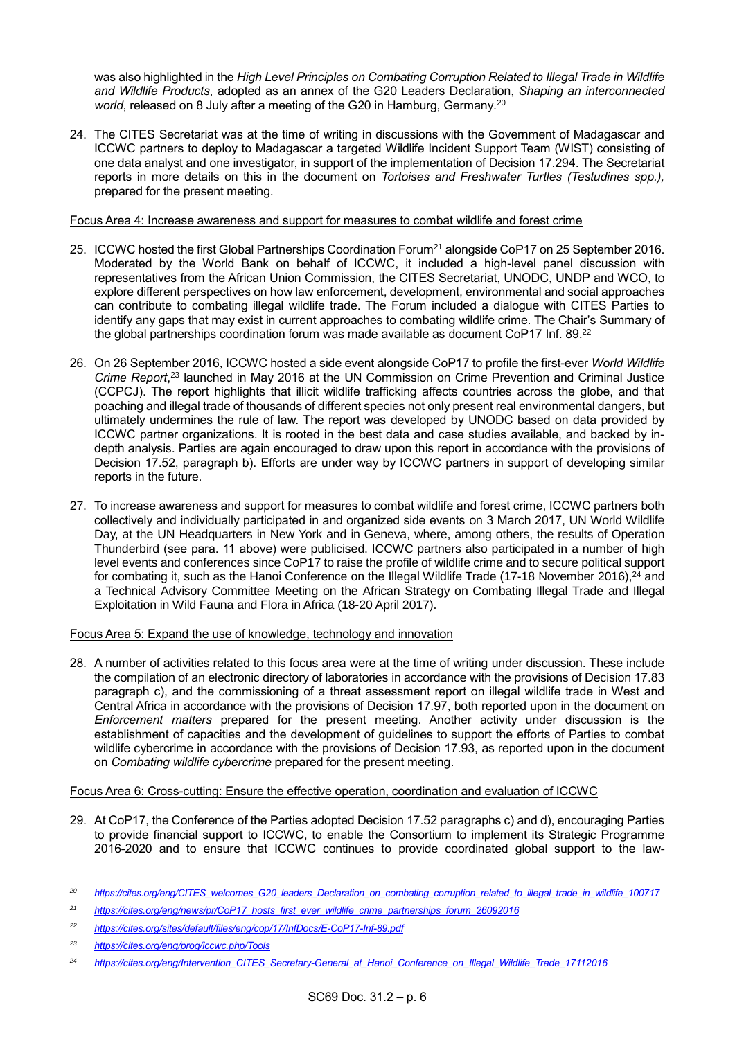was also highlighted in the *High Level Principles on Combating Corruption Related to Illegal Trade in Wildlife and Wildlife Products*, adopted as an annex of the G20 Leaders Declaration, *Shaping an interconnected world*, released on 8 July after a meeting of the G20 in Hamburg, Germany.[20]

24. The CITES Secretariat was at the time of writing in discussions with the Government of Madagascar and ICCWC partners to deploy to Madagascar a targeted Wildlife Incident Support Team (WIST) consisting of one data analyst and one investigator, in support of the implementation of Decision 17.294. The Secretariat reports in more details on this in the document on *Tortoises and Freshwater Turtles (Testudines spp.),* prepared for the present meeting.

Focus Area 4: Increase awareness and support for measures to combat wildlife and forest crime

25. ICCWC hosted the first Global Partnerships Coordination Forum[21] alongside CoP17 on 25 September 2016. Moderated by the World Bank on behalf of ICCWC, it included a high-level panel discussion with representatives from the African Union Commission, the CITES Secretariat, UNODC, UNDP and WCO, to explore different perspectives on how law enforcement, development, environmental and social approaches can contribute to combating illegal wildlife trade. The Forum included a dialogue with CITES Parties to identify any gaps that may exist in current approaches to combating wildlife crime. The Chair's Summary of the global partnerships coordination forum was made available as document CoP17 Inf. 89.[22]

26. On 26 September 2016, ICCWC hosted a side event alongside CoP17 to profile the first-ever *World Wildlife Crime Report*,[23] launched in May 2016 at the UN Commission on Crime Prevention and Criminal Justice (CCPCJ). The report highlights that illicit wildlife trafficking affects countries across the globe, and that poaching and illegal trade of thousands of different species not only present real environmental dangers, but ultimately undermines the rule of law. The report was developed by UNODC based on data provided by ICCWC partner organizations. It is rooted in the best data and case studies available, and backed by in-depth analysis. Parties are again encouraged to draw upon this report in accordance with the provisions of Decision 17.52, paragraph b). Efforts are under way by ICCWC partners in support of developing similar reports in the future.

27. To increase awareness and support for measures to combat wildlife and forest crime, ICCWC partners both collectively and individually participated in and organized side events on 3 March 2017, UN World Wildlife Day, at the UN Headquarters in New York and in Geneva, where, among others, the results of Operation Thunderbird (see para. 11 above) were publicised. ICCWC partners also participated in a number of high level events and conferences since CoP17 to raise the profile of wildlife crime and to secure political support for combating it, such as the Hanoi Conference on the Illegal Wildlife Trade (17-18 November 2016),[24] and a Technical Advisory Committee Meeting on the African Strategy on Combating Illegal Trade and Illegal Exploitation in Wild Fauna and Flora in Africa (18-20 April 2017).

Focus Area 5: Expand the use of knowledge, technology and innovation

28. A number of activities related to this focus area were at the time of writing under discussion. These include the compilation of an electronic directory of laboratories in accordance with the provisions of Decision 17.83 paragraph c), and the commissioning of a threat assessment report on illegal wildlife trade in West and Central Africa in accordance with the provisions of Decision 17.97, both reported upon in the document on *Enforcement matters* prepared for the present meeting. Another activity under discussion is the establishment of capacities and the development of guidelines to support the efforts of Parties to combat wildlife cybercrime in accordance with the provisions of Decision 17.93, as reported upon in the document on *Combating wildlife cybercrime* prepared for the present meeting.

Focus Area 6: Cross-cutting: Ensure the effective operation, coordination and evaluation of ICCWC

29. At CoP17, the Conference of the Parties adopted Decision 17.52 paragraphs c) and d), encouraging Parties to provide financial support to ICCWC, to enable the Consortium to implement its Strategic Programme 2016-2020 and to ensure that ICCWC continues to provide coordinated global support to the law-

---

[20] https://cites.org/eng/CITES_welcomes_G20_leaders_Declaration_on_combating_corruption_related_to_illegal_trade_in_wildlife_100717

[21] https://cites.org/eng/news/pr/CoP17_hosts_first_ever_wildlife_crime_partnerships_forum_26092016

[22] https://cites.org/sites/default/files/eng/cop/17/InfDocs/E-CoP17-Inf-89.pdf

[23] https://cites.org/eng/prog/iccwc.php/Tools

[24] https://cites.org/eng/Intervention_CITES_Secretary-General_at_Hanoi_Conference_on_Illegal_Wildlife_Trade_17112016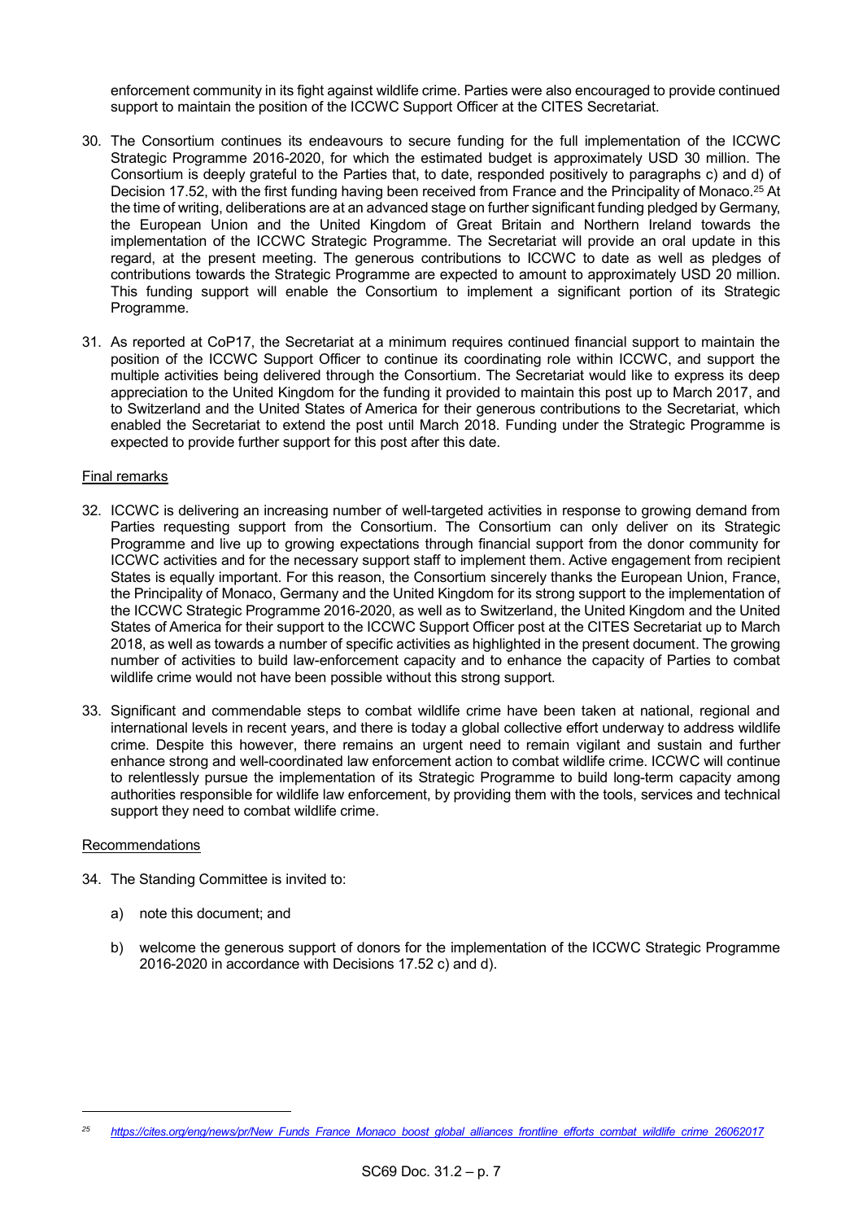enforcement community in its fight against wildlife crime. Parties were also encouraged to provide continued support to maintain the position of the ICCWC Support Officer at the CITES Secretariat.

30. The Consortium continues its endeavours to secure funding for the full implementation of the ICCWC Strategic Programme 2016-2020, for which the estimated budget is approximately USD 30 million. The Consortium is deeply grateful to the Parties that, to date, responded positively to paragraphs c) and d) of Decision 17.52, with the first funding having been received from France and the Principality of Monaco.[25] At the time of writing, deliberations are at an advanced stage on further significant funding pledged by Germany, the European Union and the United Kingdom of Great Britain and Northern Ireland towards the implementation of the ICCWC Strategic Programme. The Secretariat will provide an oral update in this regard, at the present meeting. The generous contributions to ICCWC to date as well as pledges of contributions towards the Strategic Programme are expected to amount to approximately USD 20 million. This funding support will enable the Consortium to implement a significant portion of its Strategic Programme.

31. As reported at CoP17, the Secretariat at a minimum requires continued financial support to maintain the position of the ICCWC Support Officer to continue its coordinating role within ICCWC, and support the multiple activities being delivered through the Consortium. The Secretariat would like to express its deep appreciation to the United Kingdom for the funding it provided to maintain this post up to March 2017, and to Switzerland and the United States of America for their generous contributions to the Secretariat, which enabled the Secretariat to extend the post until March 2018. Funding under the Strategic Programme is expected to provide further support for this post after this date.

Final remarks

32. ICCWC is delivering an increasing number of well-targeted activities in response to growing demand from Parties requesting support from the Consortium. The Consortium can only deliver on its Strategic Programme and live up to growing expectations through financial support from the donor community for ICCWC activities and for the necessary support staff to implement them. Active engagement from recipient States is equally important. For this reason, the Consortium sincerely thanks the European Union, France, the Principality of Monaco, Germany and the United Kingdom for its strong support to the implementation of the ICCWC Strategic Programme 2016-2020, as well as to Switzerland, the United Kingdom and the United States of America for their support to the ICCWC Support Officer post at the CITES Secretariat up to March 2018, as well as towards a number of specific activities as highlighted in the present document. The growing number of activities to build law-enforcement capacity and to enhance the capacity of Parties to combat wildlife crime would not have been possible without this strong support.

33. Significant and commendable steps to combat wildlife crime have been taken at national, regional and international levels in recent years, and there is today a global collective effort underway to address wildlife crime. Despite this however, there remains an urgent need to remain vigilant and sustain and further enhance strong and well-coordinated law enforcement action to combat wildlife crime. ICCWC will continue to relentlessly pursue the implementation of its Strategic Programme to build long-term capacity among authorities responsible for wildlife law enforcement, by providing them with the tools, services and technical support they need to combat wildlife crime.

Recommendations

34. The Standing Committee is invited to:

   a) note this document; and

   b) welcome the generous support of donors for the implementation of the ICCWC Strategic Programme 2016-2020 in accordance with Decisions 17.52 c) and d).

---

[25] https://cites.org/eng/news/pr/New_Funds_France_Monaco_boost_global_alliances_frontline_efforts_combat_wildlife_crime_26062017